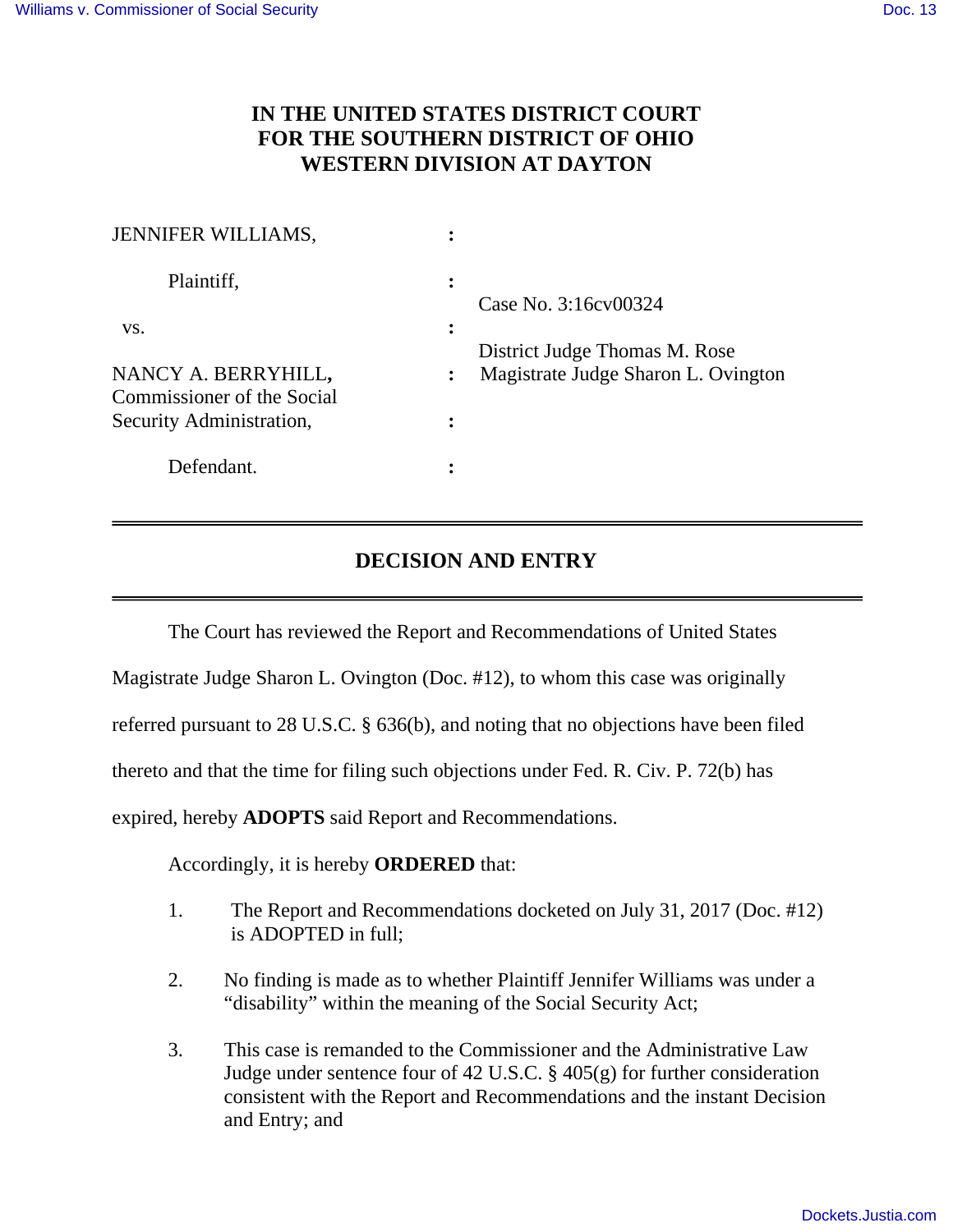**IN THE UNITED STATES DISTRICT COURT**
**FOR THE SOUTHERN DISTRICT OF OHIO**
**WESTERN DIVISION AT DAYTON**

| | | |
|---|---|---|
| JENNIFER WILLIAMS, | : | |
| Plaintiff, | : | Case No. 3:16cv00324 |
| vs. | : | District Judge Thomas M. Rose |
| NANCY A. BERRYHILL, Commissioner of the Social Security Administration, | : | Magistrate Judge Sharon L. Ovington |
| Defendant. | : | |

## DECISION AND ENTRY

The Court has reviewed the Report and Recommendations of United States Magistrate Judge Sharon L. Ovington (Doc. #12), to whom this case was originally referred pursuant to 28 U.S.C. § 636(b), and noting that no objections have been filed thereto and that the time for filing such objections under Fed. R. Civ. P. 72(b) has expired, hereby **ADOPTS** said Report and Recommendations.

Accordingly, it is hereby **ORDERED** that:

1. The Report and Recommendations docketed on July 31, 2017 (Doc. #12) is ADOPTED in full;

2. No finding is made as to whether Plaintiff Jennifer Williams was under a "disability" within the meaning of the Social Security Act;

3. This case is remanded to the Commissioner and the Administrative Law Judge under sentence four of 42 U.S.C. § 405(g) for further consideration consistent with the Report and Recommendations and the instant Decision and Entry; and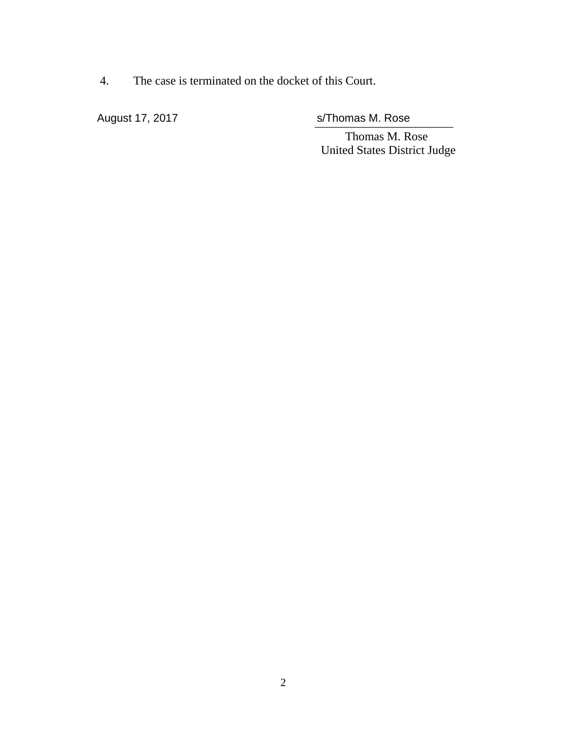4. The case is terminated on the docket of this Court.

August 17, 2017

s/Thomas M. Rose

Thomas M. Rose
United States District Judge